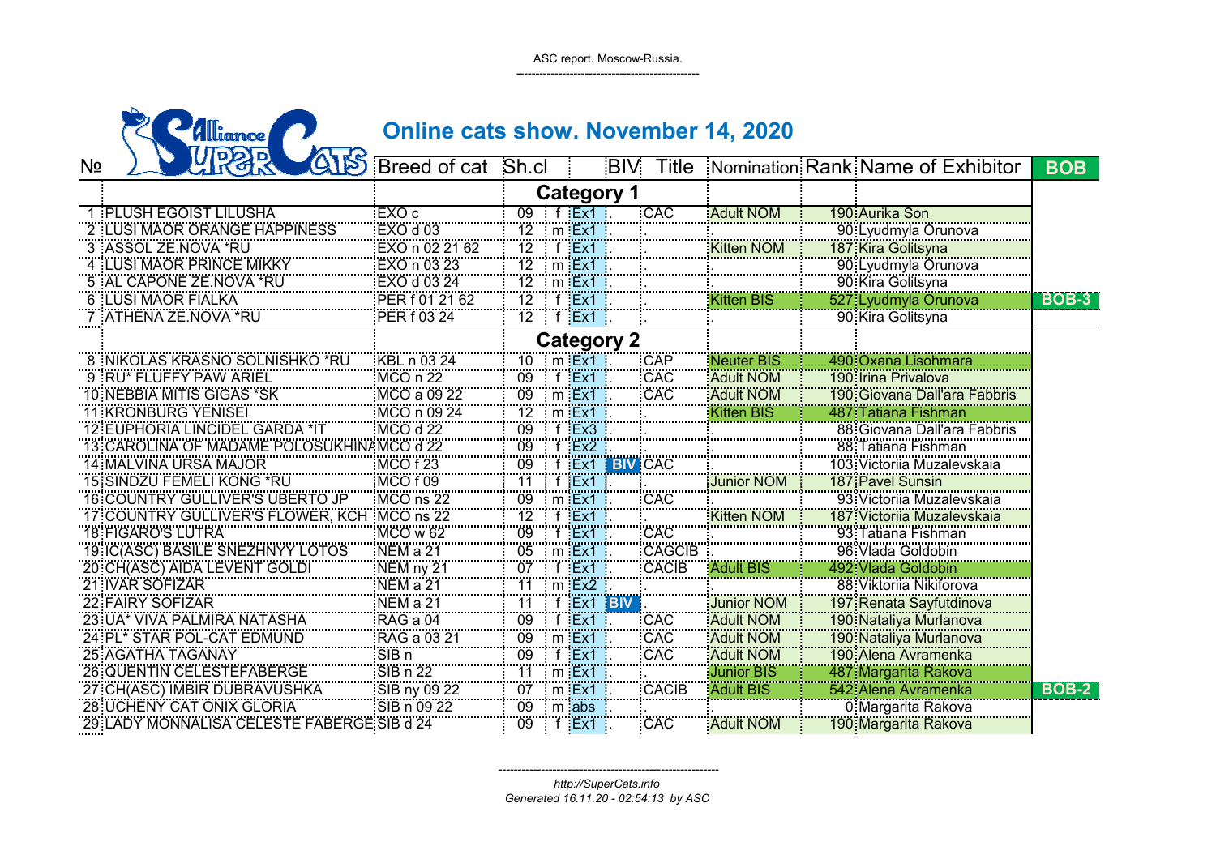ASC report. Moscow-Russia.

# Online cats show. November 14, 2020

| № | | Breed of cat | Sh.cl | | | BIV | Title | Nomination | Rank | Name of Exhibitor | BOB |
|---|---|---|---|---|---|---|---|---|---|---|---|
| | | | Category 1 | | | | | | | | |
| 1 | PLUSH EGOIST LILUSHA | EXO c | 09 | f | Ex1 | . | CAC | Adult NOM | 190 | Aurika Son | |
| 2 | LUSI MAOR ORANGE HAPPINESS | EXO d 03 | 12 | m | Ex1 | . | . | . | 90 | Lyudmyla Orunova | |
| 3 | ASSOL ZE.NOVA *RU | EXO n 02 21 62 | 12 | f | Ex1 | . | . | Kitten NOM | 187 | Kira Golitsyna | |
| 4 | LUSI MAOR PRINCE MIKKY | EXO n 03 23 | 12 | m | Ex1 | . | . | . | 90 | Lyudmyla Orunova | |
| 5 | AL CAPONE ZE.NOVA *RU | EXO d 03 24 | 12 | m | Ex1 | . | . | . | 90 | Kira Golitsyna | |
| 6 | LUSI MAOR FIALKA | PER f 01 21 62 | 12 | f | Ex1 | . | . | Kitten BIS | 527 | Lyudmyla Orunova | BOB-3 |
| 7 | ATHENA ZE.NOVA *RU | PER f 03 24 | 12 | f | Ex1 | . | . | . | 90 | Kira Golitsyna | |
| | | | Category 2 | | | | | | | | |
| 8 | NIKOLAS KRASNO SOLNISHKO *RU | KBL n 03 24 | 10 | m | Ex1 | . | CAP | Neuter BIS | 490 | Oxana Lisohmara | |
| 9 | RU* FLUFFY PAW ARIEL | MCO n 22 | 09 | f | Ex1 | . | CAC | Adult NOM | 190 | Irina Privalova | |
| 10 | NEBBIA MITIS GIGAS *SK | MCO a 09 22 | 09 | m | Ex1 | . | CAC | Adult NOM | 190 | Giovana Dall'ara Fabbris | |
| 11 | KRONBURG YENISEI | MCO n 09 24 | 12 | m | Ex1 | . | . | Kitten BIS | 487 | Tatiana Fishman | |
| 12 | EUPHORIA LINCIDEL GARDA *IT | MCO d 22 | 09 | f | Ex3 | . | . | . | 88 | Giovana Dall'ara Fabbris | |
| 13 | CAROLINA OF MADAME POLOSUKHINA | MCO d 22 | 09 | f | Ex2 | . | . | . | 88 | Tatiana Fishman | |
| 14 | MALVINA URSA MAJOR | MCO f 23 | 09 | f | Ex1 | BIV | CAC | . | 103 | Victoriia Muzalevskaia | |
| 15 | SINDZU FEMELI KONG *RU | MCO f 09 | 11 | f | Ex1 | . | . | Junior NOM | 187 | Pavel Sunsin | |
| 16 | COUNTRY GULLIVER'S UBERTO JP | MCO ns 22 | 09 | m | Ex1 | . | CAC | . | 93 | Victoriia Muzalevskaia | |
| 17 | COUNTRY GULLIVER'S FLOWER, KCH | MCO ns 22 | 12 | f | Ex1 | . | . | Kitten NOM | 187 | Victoriia Muzalevskaia | |
| 18 | FIGARO'S LUTRA | MCO w 62 | 09 | f | Ex1 | . | CAC | . | 93 | Tatiana Fishman | |
| 19 | IC(ASC) BASILE SNEZHNYY LOTOS | NEM a 21 | 05 | m | Ex1 | . | CAGCIB | . | 96 | Vlada Goldobin | |
| 20 | CH(ASC) AIDA LEVENT GOLDI | NEM ny 21 | 07 | f | Ex1 | . | CACIB | Adult BIS | 492 | Vlada Goldobin | |
| 21 | IVAR SOFIZAR | NEM a 21 | 11 | m | Ex2 | . | . | . | 88 | Viktoriia Nikiforova | |
| 22 | FAIRY SOFIZAR | NEM a 21 | 11 | f | Ex1 | BIV | . | Junior NOM | 197 | Renata Sayfutdinova | |
| 23 | UA* VIVA PALMIRA NATASHA | RAG a 04 | 09 | f | Ex1 | . | CAC | Adult NOM | 190 | Nataliya Murlanova | |
| 24 | PL* STAR POL-CAT EDMUND | RAG a 03 21 | 09 | m | Ex1 | . | CAC | Adult NOM | 190 | Nataliya Murlanova | |
| 25 | AGATHA TAGANAY | SIB n | 09 | f | Ex1 | . | CAC | Adult NOM | 190 | Alena Avramenka | |
| 26 | QUENTIN CELESTEFABERGE | SIB n 22 | 11 | m | Ex1 | . | . | Junior BIS | 487 | Margarita Rakova | |
| 27 | CH(ASC) IMBIR DUBRAVUSHKA | SIB ny 09 22 | 07 | m | Ex1 | . | CACIB | Adult BIS | 542 | Alena Avramenka | BOB-2 |
| 28 | UCHENY CAT ONIX GLORIA | SIB n 09 22 | 09 | m | abs | . | . | . | 0 | Margarita Rakova | |
| 29 | LADY MONNALISA CELESTE FABERGE | SIB d 24 | 09 | f | Ex1 | . | CAC | Adult NOM | 190 | Margarita Rakova | |

http://SuperCats.info

*Generated 16.11.20 - 02:54:13 by ASC*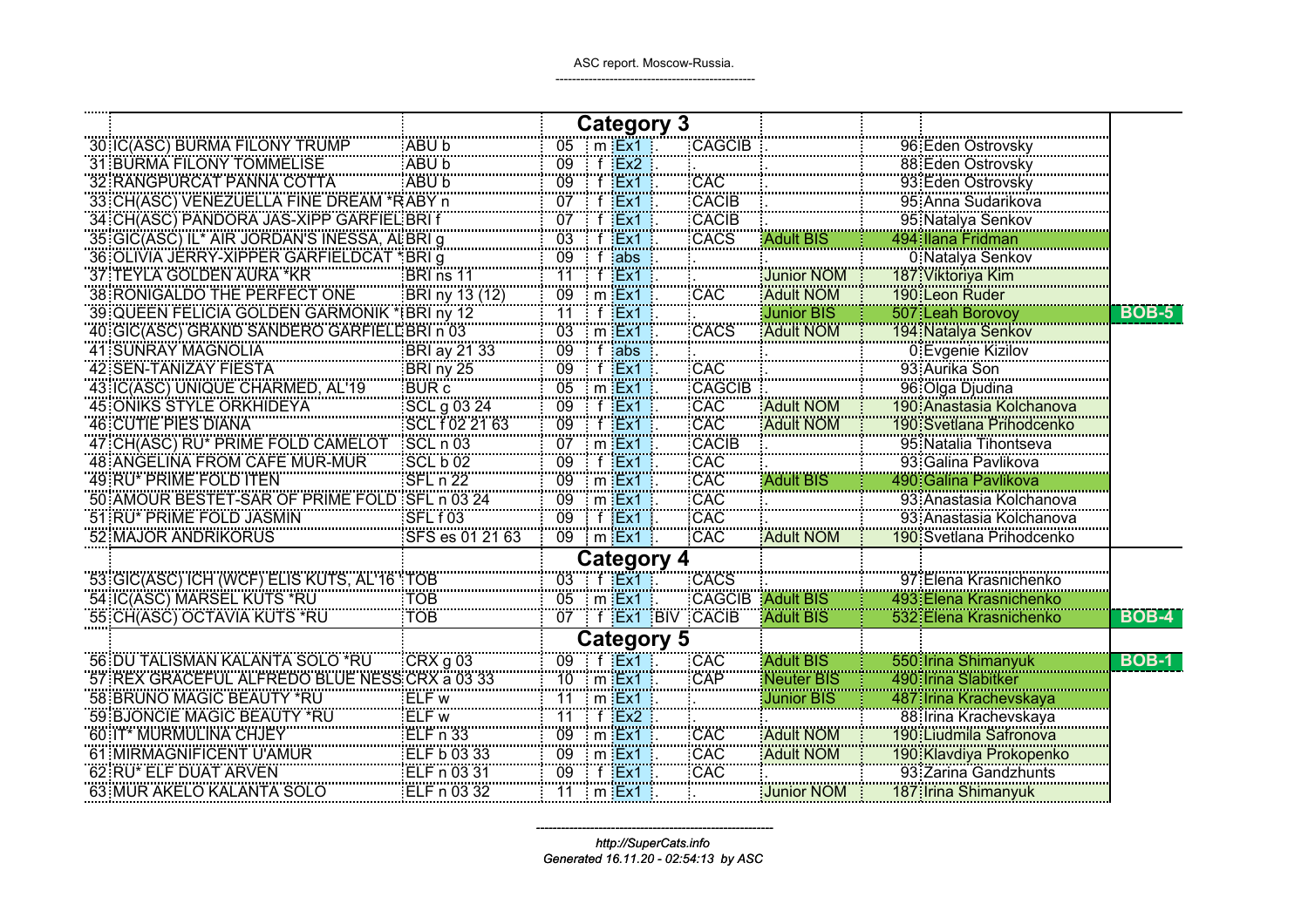ASC report. Moscow-Russia.

| | | | | | | | | | | | | |
|---|---|---|---|---|---|---|---|---|---|---|---|---|
| | | | | | **Category 3** | | | | | | | |
| 30 | IC(ASC) BURMA FILONY TRUMP | ABU b | 05 | m | Ex1 | | CAGCIB | | 96 | Eden Ostrovsky | |
| 31 | BURMA FILONY TOMMELISE | ABU b | 09 | f | Ex2 | | | | 88 | Eden Ostrovsky | |
| 32 | RANGPURCAT PANNA COTTA | ABU b | 09 | f | Ex1 | | CAC | | 93 | Eden Ostrovsky | |
| 33 | CH(ASC) VENEZUELLA FINE DREAM *R | ABY n | 07 | f | Ex1 | | CACIB | | 95 | Anna Sudarikova | |
| 34 | CH(ASC) PANDORA JAS-XIPP GARFIEL | BRI f | 07 | f | Ex1 | | CACIB | | 95 | Natalya Senkov | |
| 35 | GIC(ASC) IL* AIR JORDAN'S INESSA, AL | BRI g | 03 | f | Ex1 | | CACS | Adult BIS | 494 | Ilana Fridman | |
| 36 | OLIVIA JERRY-XIPPER GARFIELDCAT * | BRI g | 09 | f | abs | | | | 0 | Natalya Senkov | |
| 37 | TEYLA GOLDEN AURA *KR | BRI ns 11 | 11 | f | Ex1 | | | Junior NOM | 187 | Viktoriya Kim | |
| 38 | RONIGALDO THE PERFECT ONE | BRI ny 13 (12) | 09 | m | Ex1 | | CAC | Adult NOM | 190 | Leon Ruder | |
| 39 | QUEEN FELICIA GOLDEN GARMONIK * | BRI ny 12 | 11 | f | Ex1 | | | Junior BIS | 507 | Leah Borovoy | BOB-5 |
| 40 | GIC(ASC) GRAND SANDERO GARFIELD | BRI n 03 | 03 | m | Ex1 | | CACS | Adult NOM | 194 | Natalya Senkov | |
| 41 | SUNRAY MAGNOLIA | BRI ay 21 33 | 09 | f | abs | | | | 0 | Evgenie Kizilov | |
| 42 | SEN-TANIZAY FIESTA | BRI ny 25 | 09 | f | Ex1 | | CAC | | 93 | Aurika Son | |
| 43 | IC(ASC) UNIQUE CHARMED, AL'19 | BUR c | 05 | m | Ex1 | | CAGCIB | | 96 | Olga Djudina | |
| 45 | ONIKS STYLE ORKHIDEYA | SCL g 03 24 | 09 | f | Ex1 | | CAC | Adult NOM | 190 | Anastasia Kolchanova | |
| 46 | CUTIE PIES DIANA | SCL f 02 21 63 | 09 | f | Ex1 | | CAC | Adult NOM | 190 | Svetlana Prihodcenko | |
| 47 | CH(ASC) RU* PRIME FOLD CAMELOT | SCL n 03 | 07 | m | Ex1 | | CACIB | | 95 | Natalia Tihontseva | |
| 48 | ANGELINA FROM CAFE MUR-MUR | SCL b 02 | 09 | f | Ex1 | | CAC | | 93 | Galina Pavlikova | |
| 49 | RU* PRIME FOLD ITEN | SFL n 22 | 09 | m | Ex1 | | CAC | Adult BIS | 490 | Galina Pavlikova | |
| 50 | AMOUR BESTET-SAR OF PRIME FOLD | SFL n 03 24 | 09 | m | Ex1 | | CAC | | 93 | Anastasia Kolchanova | |
| 51 | RU* PRIME FOLD JASMIN | SFL f 03 | 09 | f | Ex1 | | CAC | | 93 | Anastasia Kolchanova | |
| 52 | MAJOR ANDRIKORUS | SFS es 01 21 63 | 09 | m | Ex1 | | CAC | Adult NOM | 190 | Svetlana Prihodcenko | |
| | | | | | **Category 4** | | | | | | | |
| 53 | GIC(ASC) ICH (WCF) ELIS KUTS, AL'16 * | TOB | 03 | f | Ex1 | | CACS | | 97 | Elena Krasnichenko | |
| 54 | IC(ASC) MARSEL KUTS *RU | TOB | 05 | m | Ex1 | | CAGCIB | Adult BIS | 493 | Elena Krasnichenko | |
| 55 | CH(ASC) OCTAVIA KUTS *RU | TOB | 07 | f | Ex1 | BIV | CACIB | Adult BIS | 532 | Elena Krasnichenko | BOB-4 |
| | | | | | **Category 5** | | | | | | | |
| 56 | DU TALISMAN KALANTA SOLO *RU | CRX g 03 | 09 | f | Ex1 | | CAC | Adult BIS | 550 | Irina Shimanyuk | BOB-1 |
| 57 | REX GRACEFUL ALFREDO BLUE NESS | CRX a 03 33 | 10 | m | Ex1 | | CAP | Neuter BIS | 490 | Irina Slabitker | |
| 58 | BRUNO MAGIC BEAUTY *RU | ELF w | 11 | m | Ex1 | | | Junior BIS | 487 | Irina Krachevskaya | |
| 59 | BJONCIE MAGIC BEAUTY *RU | ELF w | 11 | f | Ex2 | | | | 88 | Irina Krachevskaya | |
| 60 | IT* MURMULINA CHJEY | ELF n 33 | 09 | m | Ex1 | | CAC | Adult NOM | 190 | Liudmila Safronova | |
| 61 | MIRMAGNIFICENT U'AMUR | ELF b 03 33 | 09 | m | Ex1 | | CAC | Adult NOM | 190 | Klavdiya Prokopenko | |
| 62 | RU* ELF DUAT ARVEN | ELF n 03 31 | 09 | f | Ex1 | | CAC | | 93 | Zarina Gandzhunts | |
| 63 | MUR AKELO KALANTA SOLO | ELF n 03 32 | 11 | m | Ex1 | | | Junior NOM | 187 | Irina Shimanyuk | |

*http://SuperCats.info*

*Generated 16.11.20 - 02:54:13 by ASC*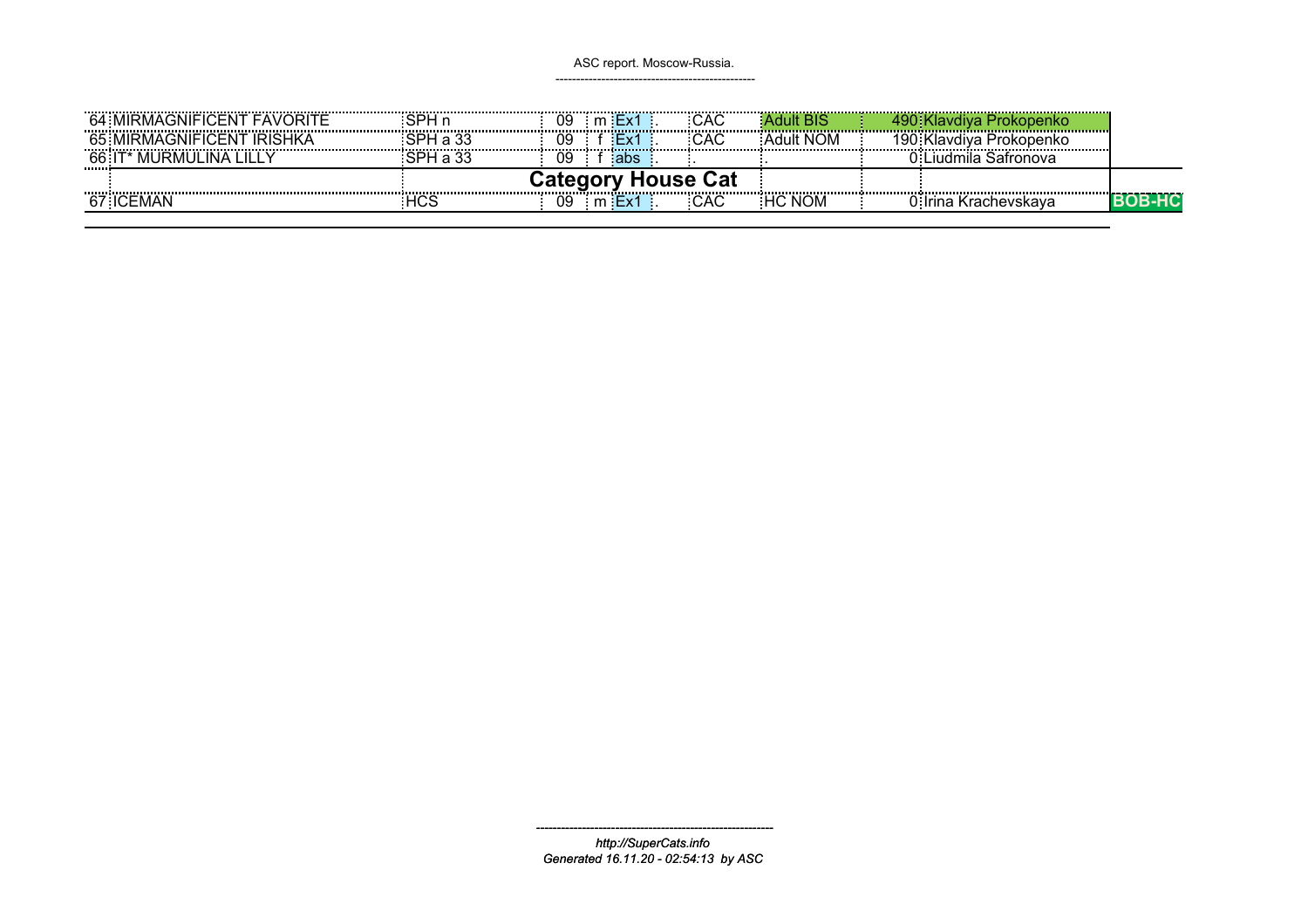ASC report. Moscow-Russia.

| | | | | | | | | | | | |
|---|---|---|---|---|---|---|---|---|---|---|---|
| 64 | MIRMAGNIFICENT FAVORITE | SPH n | 09 | m | Ex1 | | CAC | Adult BIS | 490 | Klavdiya Prokopenko | |
| 65 | MIRMAGNIFICENT IRISHKA | SPH a 33 | 09 | f | Ex1 | . | CAC | Adult NOM | 190 | Klavdiya Prokopenko | |
| 66 | IT* MURMULINA LILLY | SPH a 33 | 09 | f | abs | . | . | . | 0 | Liudmila Safronova | |
| | | **Category House Cat** | | | | | | | | | |
| 67 | ICEMAN | HCS | 09 | m | Ex1 | . | CAC | HC NOM | 0 | Irina Krachevskaya | BOB-HC |

*http://SuperCats.info*
*Generated 16.11.20 - 02:54:13 by ASC*